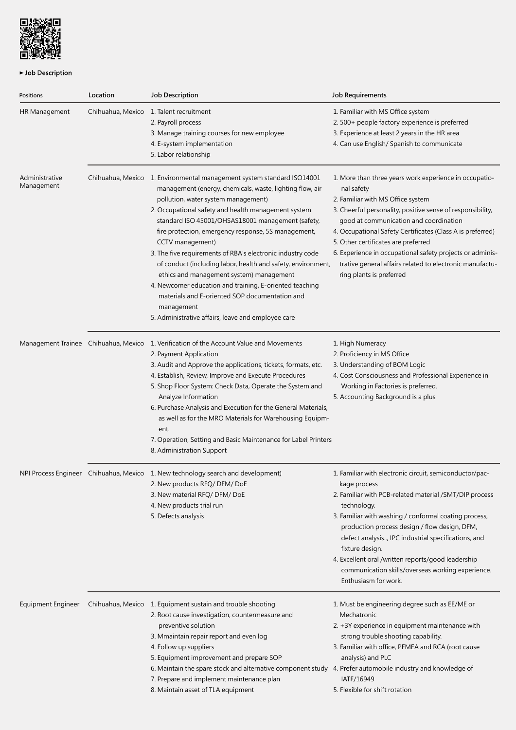► **Job Description**

| Positions | Location | Job Description | Job Requirements |
|---|---|---|---|
| HR Management | Chihuahua, Mexico | 1. Talent recruitment<br>2. Payroll process<br>3. Manage training courses for new employee<br>4. E-system implementation<br>5. Labor relationship | 1. Familiar with MS Office system<br>2. 500+ people factory experience is preferred<br>3. Experience at least 2 years in the HR area<br>4. Can use English/ Spanish to communicate |
| Administrative Management | Chihuahua, Mexico | 1. Environmental management system standard ISO14001 management (energy, chemicals, waste, lighting flow, air pollution, water system management)<br>2. Occupational safety and health management system standard ISO 45001/OHSAS18001 management (safety, fire protection, emergency response, 5S management, CCTV management)<br>3. The five requirements of RBA's electronic industry code of conduct (including labor, health and safety, environment, ethics and management system) management<br>4. Newcomer education and training, E-oriented teaching materials and E-oriented SOP documentation and management<br>5. Administrative affairs, leave and employee care | 1. More than three years work experience in occupational safety<br>2. Familiar with MS Office system<br>3. Cheerful personality, positive sense of responsibility, good at communication and coordination<br>4. Occupational Safety Certificates (Class A is preferred)<br>5. Other certificates are preferred<br>6. Experience in occupational safety projects or administrative general affairs related to electronic manufacturing plants is preferred |
| Management Trainee | Chihuahua, Mexico | 1. Verification of the Account Value and Movements<br>2. Payment Application<br>3. Audit and Approve the applications, tickets, formats, etc.<br>4. Establish, Review, Improve and Execute Procedures<br>5. Shop Floor System: Check Data, Operate the System and Analyze Information<br>6. Purchase Analysis and Execution for the General Materials, as well as for the MRO Materials for Warehousing Equipment.<br>7. Operation, Setting and Basic Maintenance for Label Printers<br>8. Administration Support | 1. High Numeracy<br>2. Proficiency in MS Office<br>3. Understanding of BOM Logic<br>4. Cost Consciousness and Professional Experience in Working in Factories is preferred.<br>5. Accounting Background is a plus |
| NPI Process Engineer | Chihuahua, Mexico | 1. New technology search and development)<br>2. New products RFQ/ DFM/ DoE<br>3. New material RFQ/ DFM/ DoE<br>4. New products trial run<br>5. Defects analysis | 1. Familiar with electronic circuit, semiconductor/package process<br>2. Familiar with PCB-related material /SMT/DIP process technology.<br>3. Familiar with washing / conformal coating process, production process design / flow design, DFM, defect analysis.., IPC industrial specifications, and fixture design.<br>4. Excellent oral /written reports/good leadership communication skills/overseas working experience. Enthusiasm for work. |
| Equipment Engineer | Chihuahua, Mexico | 1. Equipment sustain and trouble shooting<br>2. Root cause investigation, countermeasure and preventive solution<br>3. Mmaintain repair report and even log<br>4. Follow up suppliers<br>5. Equipment improvement and prepare SOP<br>6. Maintain the spare stock and alternative component study<br>7. Prepare and implement maintenance plan<br>8. Maintain asset of TLA equipment | 1. Must be engineering degree such as EE/ME or Mechatronic<br>2. +3Y experience in equipment maintenance with strong trouble shooting capability.<br>3. Familiar with office, PFMEA and RCA (root cause analysis) and PLC<br>4. Prefer automobile industry and knowledge of IATF/16949<br>5. Flexible for shift rotation |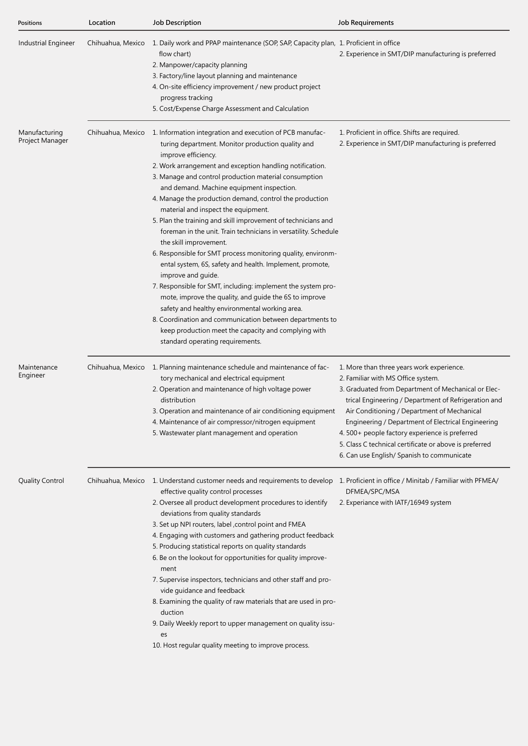| Positions | Location | Job Description | Job Requirements |
|---|---|---|---|
| Industrial Engineer | Chihuahua, Mexico | 1. Daily work and PPAP maintenance (SOP, SAP, Capacity plan, flow chart)<br>2. Manpower/capacity planning<br>3. Factory/line layout planning and maintenance<br>4. On-site efficiency improvement / new product project progress tracking<br>5. Cost/Expense Charge Assessment and Calculation | 1. Proficient in office<br>2. Experience in SMT/DIP manufacturing is preferred |
| Manufacturing Project Manager | Chihuahua, Mexico | 1. Information integration and execution of PCB manufacturing department. Monitor production quality and improve efficiency.<br>2. Work arrangement and exception handling notification.<br>3. Manage and control production material consumption and demand. Machine equipment inspection.<br>4. Manage the production demand, control the production material and inspect the equipment.<br>5. Plan the training and skill improvement of technicians and foreman in the unit. Train technicians in versatility. Schedule the skill improvement.<br>6. Responsible for SMT process monitoring quality, environmental system, 6S, safety and health. Implement, promote, improve and guide.<br>7. Responsible for SMT, including: implement the system promote, improve the quality, and guide the 6S to improve safety and healthy environmental working area.<br>8. Coordination and communication between departments to keep production meet the capacity and complying with standard operating requirements. | 1. Proficient in office. Shifts are required.<br>2. Experience in SMT/DIP manufacturing is preferred |
| Maintenance Engineer | Chihuahua, Mexico | 1. Planning maintenance schedule and maintenance of factory mechanical and electrical equipment<br>2. Operation and maintenance of high voltage power distribution<br>3. Operation and maintenance of air conditioning equipment<br>4. Maintenance of air compressor/nitrogen equipment<br>5. Wastewater plant management and operation | 1. More than three years work experience.<br>2. Familiar with MS Office system.<br>3. Graduated from Department of Mechanical or Electrical Engineering / Department of Refrigeration and Air Conditioning / Department of Mechanical Engineering / Department of Electrical Engineering<br>4. 500+ people factory experience is preferred<br>5. Class C technical certificate or above is preferred<br>6. Can use English/ Spanish to communicate |
| Quality Control | Chihuahua, Mexico | 1. Understand customer needs and requirements to develop effective quality control processes<br>2. Oversee all product development procedures to identify deviations from quality standards<br>3. Set up NPI routers, label ,control point and FMEA<br>4. Engaging with customers and gathering product feedback<br>5. Producing statistical reports on quality standards<br>6. Be on the lookout for opportunities for quality improvement<br>7. Supervise inspectors, technicians and other staff and provide guidance and feedback<br>8. Examining the quality of raw materials that are used in production<br>9. Daily Weekly report to upper management on quality issues<br>10. Host regular quality meeting to improve process. | 1. Proficient in office / Minitab / Familiar with PFMEA/ DFMEA/SPC/MSA<br>2. Experiance with IATF/16949 system |